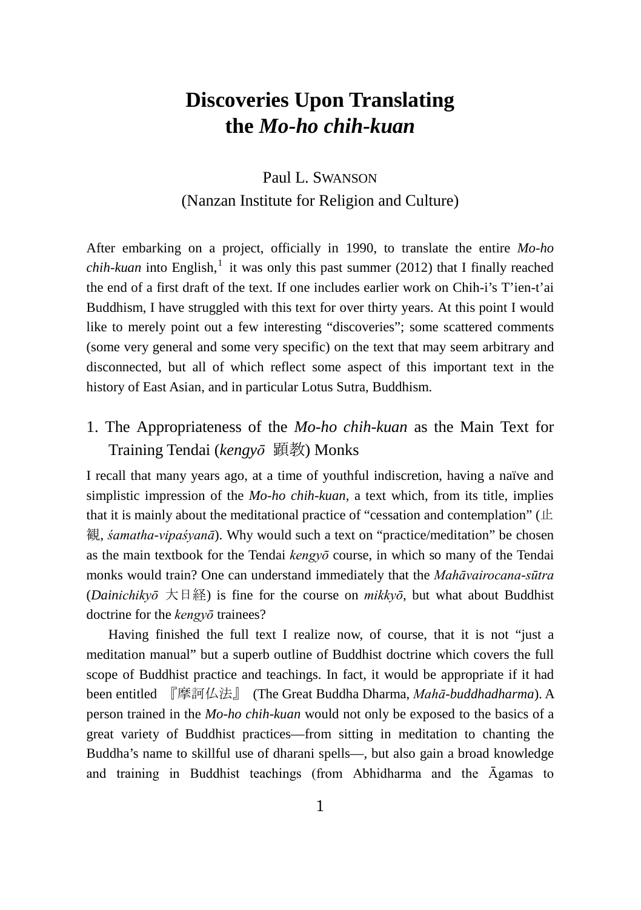# Discoveries Upon Translating the *Mo-ho chih-kuan*

Paul L. SWANSON
(Nanzan Institute for Religion and Culture)

After embarking on a project, officially in 1990, to translate the entire *Mo-ho chih-kuan* into English,[1] it was only this past summer (2012) that I finally reached the end of a first draft of the text. If one includes earlier work on Chih-i's T'ien-t'ai Buddhism, I have struggled with this text for over thirty years. At this point I would like to merely point out a few interesting "discoveries"; some scattered comments (some very general and some very specific) on the text that may seem arbitrary and disconnected, but all of which reflect some aspect of this important text in the history of East Asian, and in particular Lotus Sutra, Buddhism.

## 1. The Appropriateness of the *Mo-ho chih-kuan* as the Main Text for Training Tendai (*kengyō* 顕教) Monks

I recall that many years ago, at a time of youthful indiscretion, having a naïve and simplistic impression of the *Mo-ho chih-kuan*, a text which, from its title, implies that it is mainly about the meditational practice of "cessation and contemplation" (止観, *śamatha-vipaśyanā*). Why would such a text on "practice/meditation" be chosen as the main textbook for the Tendai *kengyō* course, in which so many of the Tendai monks would train? One can understand immediately that the *Mahāvairocana-sūtra* (*Dainichikyō* 大日経) is fine for the course on *mikkyō*, but what about Buddhist doctrine for the *kengyō* trainees?

Having finished the full text I realize now, of course, that it is not "just a meditation manual" but a superb outline of Buddhist doctrine which covers the full scope of Buddhist practice and teachings. In fact, it would be appropriate if it had been entitled 『摩訶仏法』 (The Great Buddha Dharma, *Mahā-buddhadharma*). A person trained in the *Mo-ho chih-kuan* would not only be exposed to the basics of a great variety of Buddhist practices—from sitting in meditation to chanting the Buddha's name to skillful use of dharani spells—, but also gain a broad knowledge and training in Buddhist teachings (from Abhidharma and the Āgamas to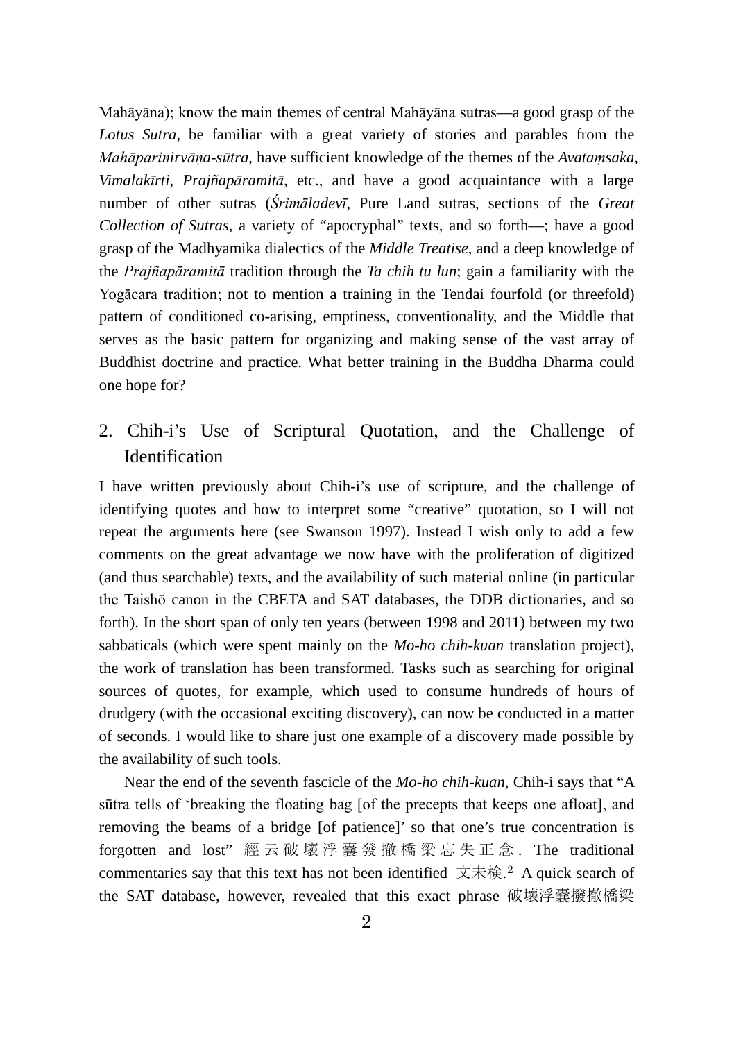Mahāyāna); know the main themes of central Mahāyāna sutras—a good grasp of the *Lotus Sutra*, be familiar with a great variety of stories and parables from the *Mahāparinirvāṇa-sūtra*, have sufficient knowledge of the themes of the *Avataṃsaka*, *Vimalakīrti*, *Prajñapāramitā*, etc., and have a good acquaintance with a large number of other sutras (*Śrimāladevī*, Pure Land sutras, sections of the *Great Collection of Sutras*, a variety of "apocryphal" texts, and so forth—; have a good grasp of the Madhyamika dialectics of the *Middle Treatise*, and a deep knowledge of the *Prajñapāramitā* tradition through the *Ta chih tu lun*; gain a familiarity with the Yogācara tradition; not to mention a training in the Tendai fourfold (or threefold) pattern of conditioned co-arising, emptiness, conventionality, and the Middle that serves as the basic pattern for organizing and making sense of the vast array of Buddhist doctrine and practice. What better training in the Buddha Dharma could one hope for?

## 2. Chih-i's Use of Scriptural Quotation, and the Challenge of Identification

I have written previously about Chih-i's use of scripture, and the challenge of identifying quotes and how to interpret some "creative" quotation, so I will not repeat the arguments here (see Swanson 1997). Instead I wish only to add a few comments on the great advantage we now have with the proliferation of digitized (and thus searchable) texts, and the availability of such material online (in particular the Taishō canon in the CBETA and SAT databases, the DDB dictionaries, and so forth). In the short span of only ten years (between 1998 and 2011) between my two sabbaticals (which were spent mainly on the *Mo-ho chih-kuan* translation project), the work of translation has been transformed. Tasks such as searching for original sources of quotes, for example, which used to consume hundreds of hours of drudgery (with the occasional exciting discovery), can now be conducted in a matter of seconds. I would like to share just one example of a discovery made possible by the availability of such tools.

Near the end of the seventh fascicle of the *Mo-ho chih-kuan*, Chih-i says that "A sūtra tells of 'breaking the floating bag [of the precepts that keeps one afloat], and removing the beams of a bridge [of patience]' so that one's true concentration is forgotten and lost" 經云破壞浮嚢發撤橋梁忘失正念. The traditional commentaries say that this text has not been identified 文未検.[2] A quick search of the SAT database, however, revealed that this exact phrase 破壞浮嚢撥撤橋梁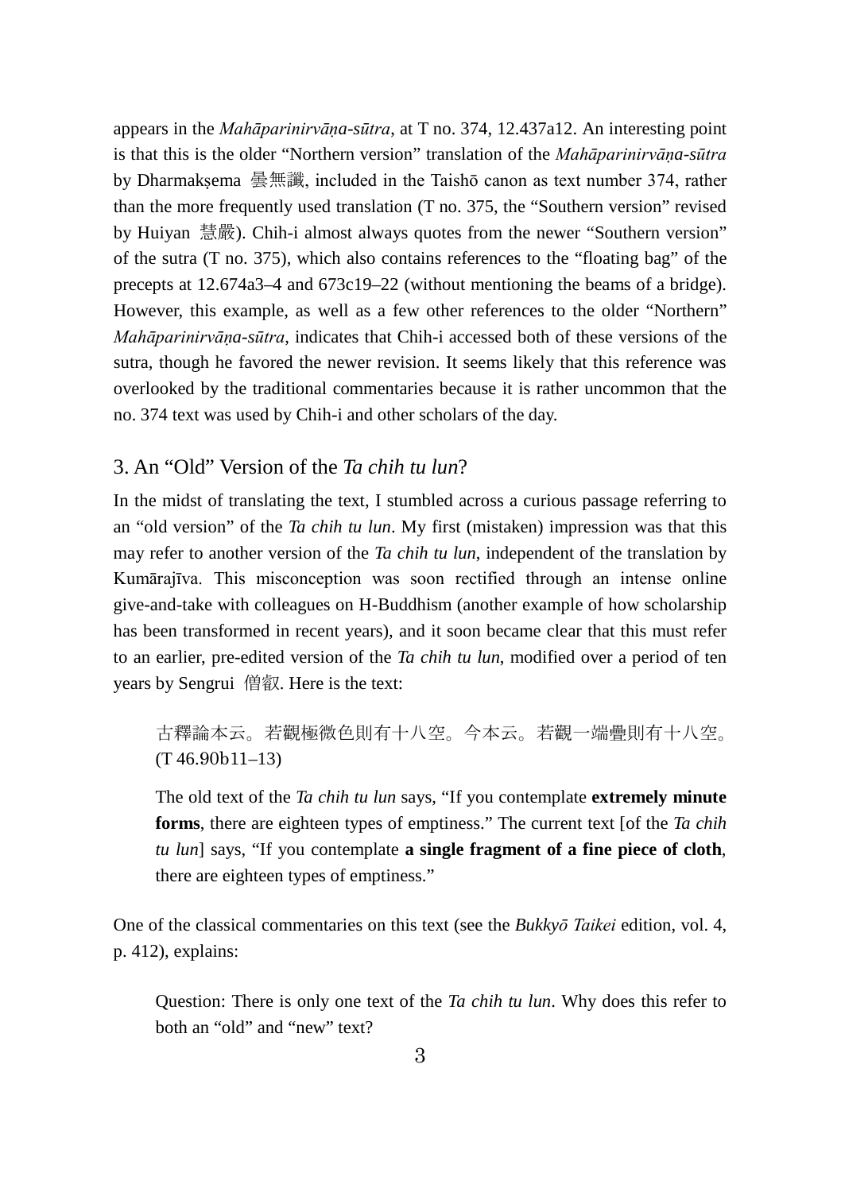appears in the *Mahāparinirvāṇa-sūtra*, at T no. 374, 12.437a12. An interesting point is that this is the older "Northern version" translation of the *Mahāparinirvāṇa-sūtra* by Dharmakṣema 曇無讖, included in the Taishō canon as text number 374, rather than the more frequently used translation (T no. 375, the "Southern version" revised by Huiyan 慧嚴). Chih-i almost always quotes from the newer "Southern version" of the sutra (T no. 375), which also contains references to the "floating bag" of the precepts at 12.674a3–4 and 673c19–22 (without mentioning the beams of a bridge). However, this example, as well as a few other references to the older "Northern" *Mahāparinirvāṇa-sūtra*, indicates that Chih-i accessed both of these versions of the sutra, though he favored the newer revision. It seems likely that this reference was overlooked by the traditional commentaries because it is rather uncommon that the no. 374 text was used by Chih-i and other scholars of the day.

## 3. An "Old" Version of the *Ta chih tu lun*?

In the midst of translating the text, I stumbled across a curious passage referring to an "old version" of the *Ta chih tu lun*. My first (mistaken) impression was that this may refer to another version of the *Ta chih tu lun*, independent of the translation by Kumārajīva. This misconception was soon rectified through an intense online give-and-take with colleagues on H-Buddhism (another example of how scholarship has been transformed in recent years), and it soon became clear that this must refer to an earlier, pre-edited version of the *Ta chih tu lun*, modified over a period of ten years by Sengrui 僧叡. Here is the text:

> 古釋論本云。若觀極微色則有十八空。今本云。若觀一端疊則有十八空。(T 46.90b11–13)
>
> The old text of the *Ta chih tu lun* says, "If you contemplate **extremely minute forms**, there are eighteen types of emptiness." The current text [of the *Ta chih tu lun*] says, "If you contemplate **a single fragment of a fine piece of cloth**, there are eighteen types of emptiness."

One of the classical commentaries on this text (see the *Bukkyō Taikei* edition, vol. 4, p. 412), explains:

> Question: There is only one text of the *Ta chih tu lun*. Why does this refer to both an "old" and "new" text?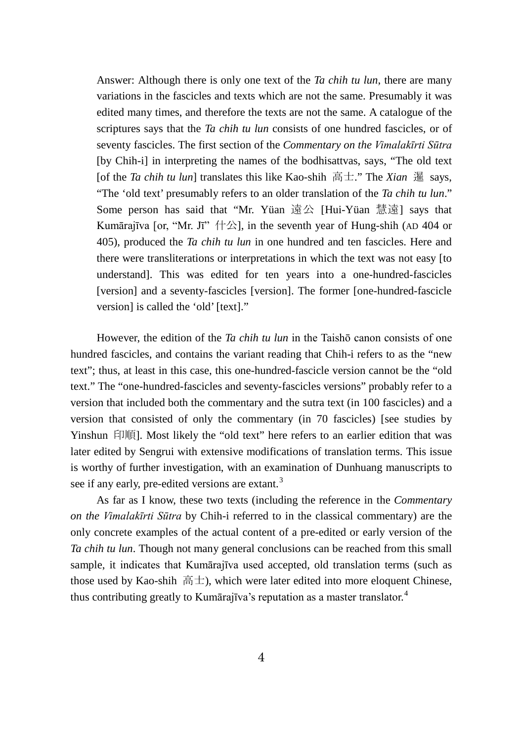> Answer: Although there is only one text of the *Ta chih tu lun*, there are many variations in the fascicles and texts which are not the same. Presumably it was edited many times, and therefore the texts are not the same. A catalogue of the scriptures says that the *Ta chih tu lun* consists of one hundred fascicles, or of seventy fascicles. The first section of the *Commentary on the Vimalakīrti Sūtra* [by Chih-i] in interpreting the names of the bodhisattvas, says, "The old text [of the *Ta chih tu lun*] translates this like Kao-shih 高士." The *Xian* 暹 says, "The 'old text' presumably refers to an older translation of the *Ta chih tu lun*." Some person has said that "Mr. Yüan 遠公 [Hui-Yüan 慧遠] says that Kumārajīva [or, "Mr. Jī" 什公], in the seventh year of Hung-shih (AD 404 or 405), produced the *Ta chih tu lun* in one hundred and ten fascicles. Here and there were transliterations or interpretations in which the text was not easy [to understand]. This was edited for ten years into a one-hundred-fascicles [version] and a seventy-fascicles [version]. The former [one-hundred-fascicle version] is called the 'old' [text]."

However, the edition of the *Ta chih tu lun* in the Taishō canon consists of one hundred fascicles, and contains the variant reading that Chih-i refers to as the "new text"; thus, at least in this case, this one-hundred-fascicle version cannot be the "old text." The "one-hundred-fascicles and seventy-fascicles versions" probably refer to a version that included both the commentary and the sutra text (in 100 fascicles) and a version that consisted of only the commentary (in 70 fascicles) [see studies by Yinshun 印順]. Most likely the "old text" here refers to an earlier edition that was later edited by Sengrui with extensive modifications of translation terms. This issue is worthy of further investigation, with an examination of Dunhuang manuscripts to see if any early, pre-edited versions are extant.[3]

As far as I know, these two texts (including the reference in the *Commentary on the Vimalakīrti Sūtra* by Chih-i referred to in the classical commentary) are the only concrete examples of the actual content of a pre-edited or early version of the *Ta chih tu lun*. Though not many general conclusions can be reached from this small sample, it indicates that Kumārajīva used accepted, old translation terms (such as those used by Kao-shih 高士), which were later edited into more eloquent Chinese, thus contributing greatly to Kumārajīva's reputation as a master translator.[4]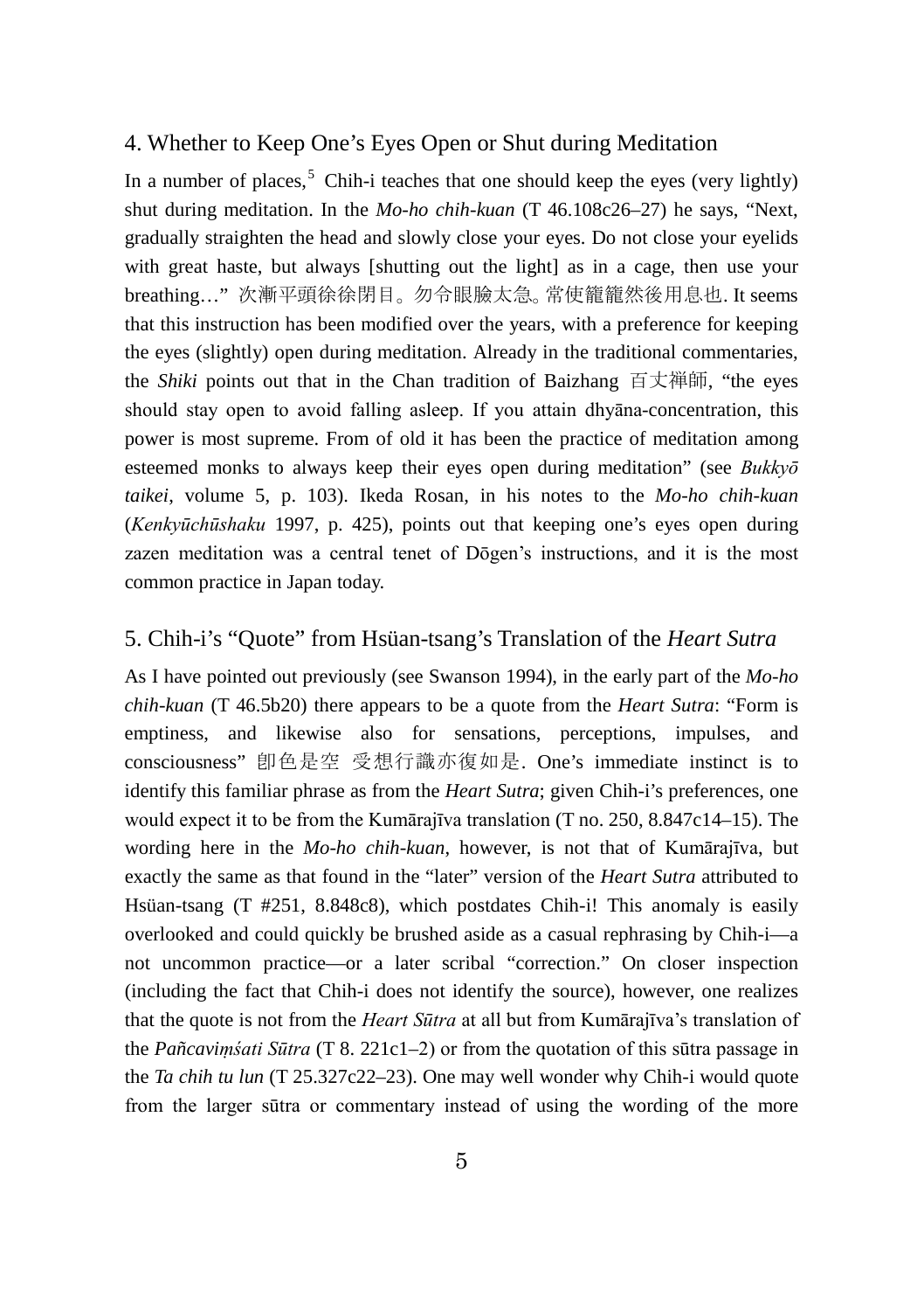## 4. Whether to Keep One's Eyes Open or Shut during Meditation

In a number of places,[5] Chih-i teaches that one should keep the eyes (very lightly) shut during meditation. In the *Mo-ho chih-kuan* (T 46.108c26–27) he says, "Next, gradually straighten the head and slowly close your eyes. Do not close your eyelids with great haste, but always [shutting out the light] as in a cage, then use your breathing…" 次漸平頭徐徐閉目。勿令眼瞼太急。常使籠籠然後用息也. It seems that this instruction has been modified over the years, with a preference for keeping the eyes (slightly) open during meditation. Already in the traditional commentaries, the *Shiki* points out that in the Chan tradition of Baizhang 百丈禅師, "the eyes should stay open to avoid falling asleep. If you attain dhyāna-concentration, this power is most supreme. From of old it has been the practice of meditation among esteemed monks to always keep their eyes open during meditation" (see *Bukkyō taikei*, volume 5, p. 103). Ikeda Rosan, in his notes to the *Mo-ho chih-kuan* (*Kenkyūchūshaku* 1997, p. 425), points out that keeping one's eyes open during zazen meditation was a central tenet of Dōgen's instructions, and it is the most common practice in Japan today.

## 5. Chih-i's "Quote" from Hsüan-tsang's Translation of the *Heart Sutra*

As I have pointed out previously (see Swanson 1994), in the early part of the *Mo-ho chih-kuan* (T 46.5b20) there appears to be a quote from the *Heart Sutra*: "Form is emptiness, and likewise also for sensations, perceptions, impulses, and consciousness" 卽色是空 受想行識亦復如是. One's immediate instinct is to identify this familiar phrase as from the *Heart Sutra*; given Chih-i's preferences, one would expect it to be from the Kumārajīva translation (T no. 250, 8.847c14–15). The wording here in the *Mo-ho chih-kuan*, however, is not that of Kumārajīva, but exactly the same as that found in the "later" version of the *Heart Sutra* attributed to Hsüan-tsang (T #251, 8.848c8), which postdates Chih-i! This anomaly is easily overlooked and could quickly be brushed aside as a casual rephrasing by Chih-i—a not uncommon practice—or a later scribal "correction." On closer inspection (including the fact that Chih-i does not identify the source), however, one realizes that the quote is not from the *Heart Sūtra* at all but from Kumārajīva's translation of the *Pañcaviṃśati Sūtra* (T 8. 221c1–2) or from the quotation of this sūtra passage in the *Ta chih tu lun* (T 25.327c22–23). One may well wonder why Chih-i would quote from the larger sūtra or commentary instead of using the wording of the more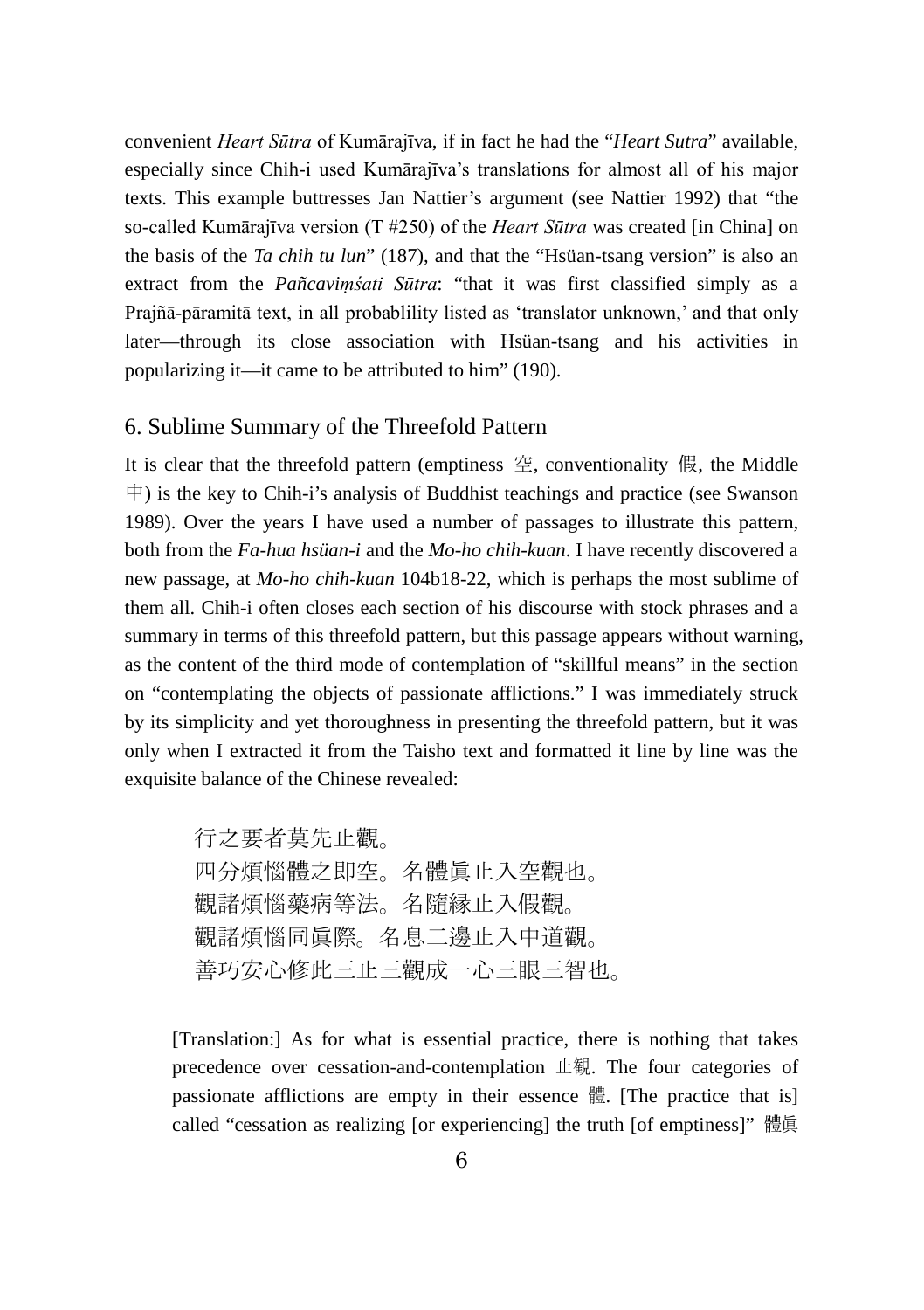convenient *Heart Sūtra* of Kumārajīva, if in fact he had the "*Heart Sutra*" available, especially since Chih-i used Kumārajīva's translations for almost all of his major texts. This example buttresses Jan Nattier's argument (see Nattier 1992) that "the so-called Kumārajīva version (T #250) of the *Heart Sūtra* was created [in China] on the basis of the *Ta chih tu lun*" (187), and that the "Hsüan-tsang version" is also an extract from the *Pañcaviṃśati Sūtra*: "that it was first classified simply as a Prajñā-pāramitā text, in all probablility listed as 'translator unknown,' and that only later—through its close association with Hsüan-tsang and his activities in popularizing it—it came to be attributed to him" (190).

## 6. Sublime Summary of the Threefold Pattern

It is clear that the threefold pattern (emptiness 空, conventionality 假, the Middle 中) is the key to Chih-i's analysis of Buddhist teachings and practice (see Swanson 1989). Over the years I have used a number of passages to illustrate this pattern, both from the *Fa-hua hsüan-i* and the *Mo-ho chih-kuan*. I have recently discovered a new passage, at *Mo-ho chih-kuan* 104b18-22, which is perhaps the most sublime of them all. Chih-i often closes each section of his discourse with stock phrases and a summary in terms of this threefold pattern, but this passage appears without warning, as the content of the third mode of contemplation of "skillful means" in the section on "contemplating the objects of passionate afflictions." I was immediately struck by its simplicity and yet thoroughness in presenting the threefold pattern, but it was only when I extracted it from the Taisho text and formatted it line by line was the exquisite balance of the Chinese revealed:

> 行之要者莫先止觀。
> 四分煩惱體之即空。名體眞止入空觀也。
> 觀諸煩惱藥病等法。名隨縁止入假觀。
> 觀諸煩惱同眞際。名息二邊止入中道觀。
> 善巧安心修此三止三觀成一心三眼三智也。

[Translation:] As for what is essential practice, there is nothing that takes precedence over cessation-and-contemplation 止觀. The four categories of passionate afflictions are empty in their essence 體. [The practice that is] called "cessation as realizing [or experiencing] the truth [of emptiness]" 體眞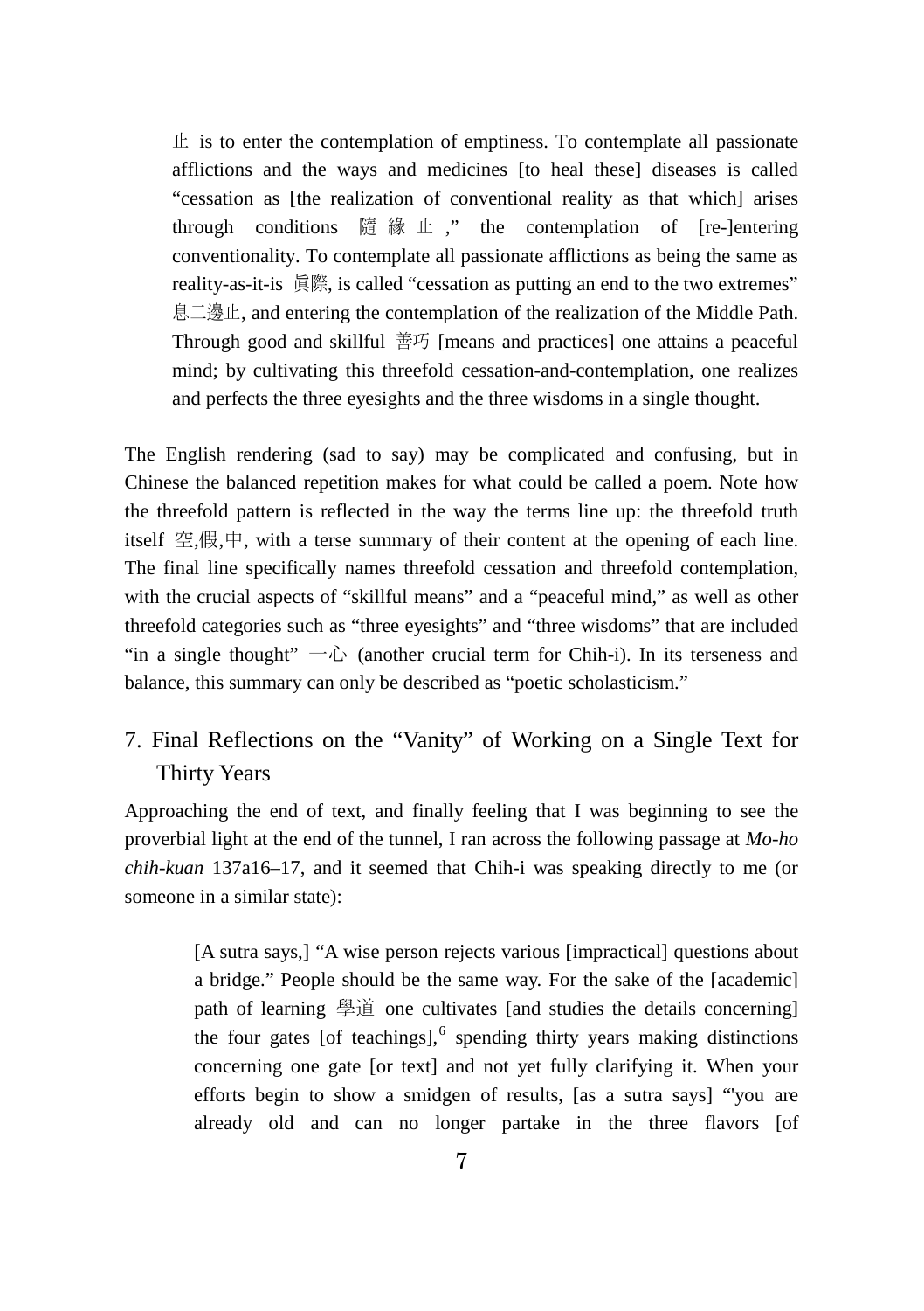> 止 is to enter the contemplation of emptiness. To contemplate all passionate afflictions and the ways and medicines [to heal these] diseases is called "cessation as [the realization of conventional reality as that which] arises through conditions 隨緣止," the contemplation of [re-]entering conventionality. To contemplate all passionate afflictions as being the same as reality-as-it-is 眞際, is called "cessation as putting an end to the two extremes" 息二邊止, and entering the contemplation of the realization of the Middle Path. Through good and skillful 善巧 [means and practices] one attains a peaceful mind; by cultivating this threefold cessation-and-contemplation, one realizes and perfects the three eyesights and the three wisdoms in a single thought.

The English rendering (sad to say) may be complicated and confusing, but in Chinese the balanced repetition makes for what could be called a poem. Note how the threefold pattern is reflected in the way the terms line up: the threefold truth itself 空,假,中, with a terse summary of their content at the opening of each line. The final line specifically names threefold cessation and threefold contemplation, with the crucial aspects of "skillful means" and a "peaceful mind," as well as other threefold categories such as "three eyesights" and "three wisdoms" that are included "in a single thought" 一心 (another crucial term for Chih-i). In its terseness and balance, this summary can only be described as "poetic scholasticism."

## 7. Final Reflections on the "Vanity" of Working on a Single Text for Thirty Years

Approaching the end of text, and finally feeling that I was beginning to see the proverbial light at the end of the tunnel, I ran across the following passage at *Mo-ho chih-kuan* 137a16–17, and it seemed that Chih-i was speaking directly to me (or someone in a similar state):

> [A sutra says,] "A wise person rejects various [impractical] questions about a bridge." People should be the same way. For the sake of the [academic] path of learning 學道 one cultivates [and studies the details concerning] the four gates [of teachings],[6] spending thirty years making distinctions concerning one gate [or text] and not yet fully clarifying it. When your efforts begin to show a smidgen of results, [as a sutra says] "'you are already old and can no longer partake in the three flavors [of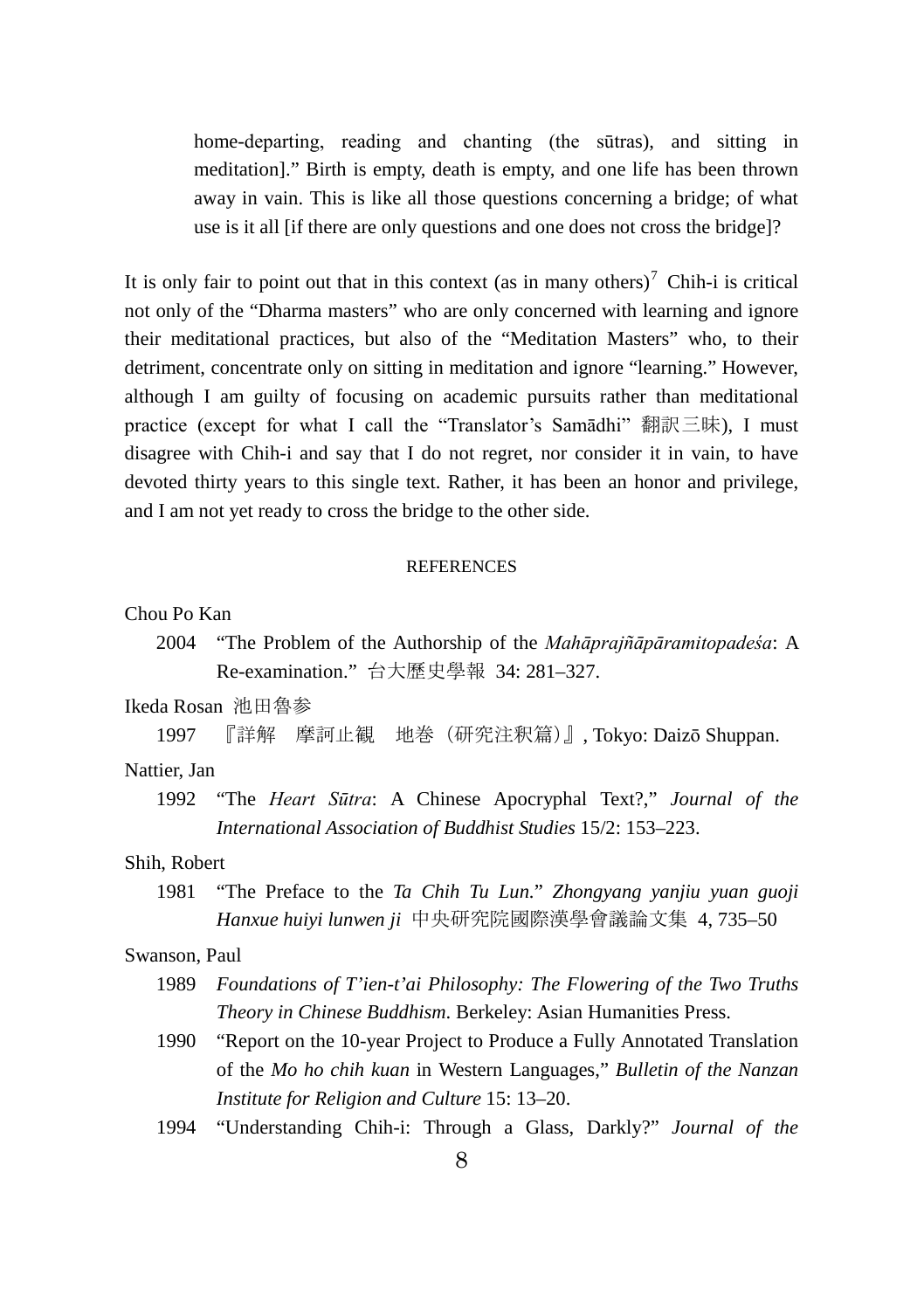> home-departing, reading and chanting (the sūtras), and sitting in meditation].” Birth is empty, death is empty, and one life has been thrown away in vain. This is like all those questions concerning a bridge; of what use is it all [if there are only questions and one does not cross the bridge]?

It is only fair to point out that in this context (as in many others)[7] Chih-i is critical not only of the “Dharma masters” who are only concerned with learning and ignore their meditational practices, but also of the “Meditation Masters” who, to their detriment, concentrate only on sitting in meditation and ignore “learning.” However, although I am guilty of focusing on academic pursuits rather than meditational practice (except for what I call the “Translator’s Samādhi” 翻訳三昧), I must disagree with Chih-i and say that I do not regret, nor consider it in vain, to have devoted thirty years to this single text. Rather, it has been an honor and privilege, and I am not yet ready to cross the bridge to the other side.

## REFERENCES

Chou Po Kan

2004 “The Problem of the Authorship of the *Mahāprajñāpāramitopadeśa*: A Re-examination.” 台大歷史學報 34: 281–327.

Ikeda Rosan 池田魯参

1997 『詳解 摩訶止観 地巻（研究注釈篇）』, Tokyo: Daizō Shuppan.

Nattier, Jan

1992 “The *Heart Sūtra*: A Chinese Apocryphal Text?,” *Journal of the International Association of Buddhist Studies* 15/2: 153–223.

Shih, Robert

1981 “The Preface to the *Ta Chih Tu Lun*.” *Zhongyang yanjiu yuan guoji Hanxue huiyi lunwen ji* 中央研究院國際漢學會議論文集 4, 735–50

Swanson, Paul

1989 *Foundations of T’ien-t’ai Philosophy: The Flowering of the Two Truths Theory in Chinese Buddhism*. Berkeley: Asian Humanities Press.

1990 “Report on the 10-year Project to Produce a Fully Annotated Translation of the *Mo ho chih kuan* in Western Languages,” *Bulletin of the Nanzan Institute for Religion and Culture* 15: 13–20.

1994 “Understanding Chih-i: Through a Glass, Darkly?” *Journal of the*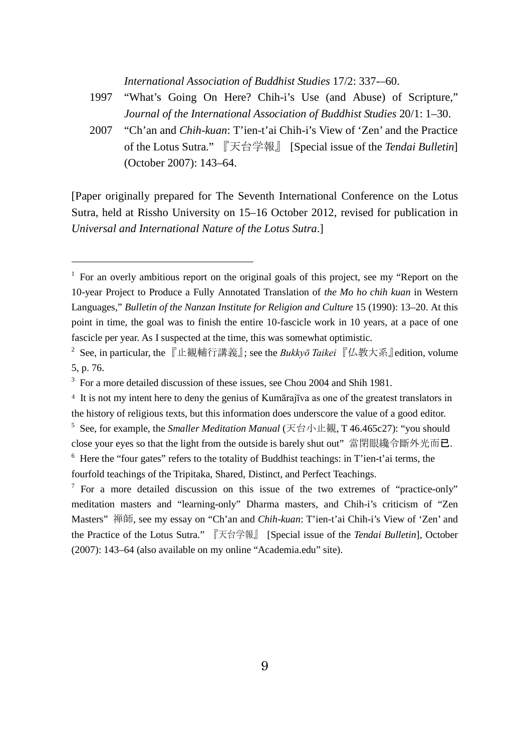*International Association of Buddhist Studies* 17/2: 337-–60.

1997 "What's Going On Here? Chih-i's Use (and Abuse) of Scripture," *Journal of the International Association of Buddhist Studies* 20/1: 1–30.

2007 "Ch'an and *Chih-kuan*: T'ien-t'ai Chih-i's View of 'Zen' and the Practice of the Lotus Sutra." 『天台学報』 [Special issue of the *Tendai Bulletin*] (October 2007): 143–64.

[Paper originally prepared for The Seventh International Conference on the Lotus Sutra, held at Rissho University on 15–16 October 2012, revised for publication in *Universal and International Nature of the Lotus Sutra*.]

---

[1] For an overly ambitious report on the original goals of this project, see my "Report on the 10-year Project to Produce a Fully Annotated Translation of *the Mo ho chih kuan* in Western Languages," *Bulletin of the Nanzan Institute for Religion and Culture* 15 (1990): 13–20. At this point in time, the goal was to finish the entire 10-fascicle work in 10 years, at a pace of one fascicle per year. As I suspected at the time, this was somewhat optimistic.

[2] See, in particular, the 『止観輔行講義』; see the *Bukkyō Taikei* 『仏教大系』edition, volume 5, p. 76.

[3] For a more detailed discussion of these issues, see Chou 2004 and Shih 1981.

[4] It is not my intent here to deny the genius of Kumārajīva as one of the greatest translators in the history of religious texts, but this information does underscore the value of a good editor.

[5] See, for example, the *Smaller Meditation Manual* (天台小止観, T 46.465c27): "you should close your eyes so that the light from the outside is barely shut out" 當閉眼纔令斷外光而已.

[6] Here the "four gates" refers to the totality of Buddhist teachings: in T'ien-t'ai terms, the fourfold teachings of the Tripitaka, Shared, Distinct, and Perfect Teachings.

[7] For a more detailed discussion on this issue of the two extremes of "practice-only" meditation masters and "learning-only" Dharma masters, and Chih-i's criticism of "Zen Masters" 禅師, see my essay on "Ch'an and *Chih-kuan*: T'ien-t'ai Chih-i's View of 'Zen' and the Practice of the Lotus Sutra." 『天台学報』 [Special issue of the *Tendai Bulletin*], October (2007): 143–64 (also available on my online "Academia.edu" site).